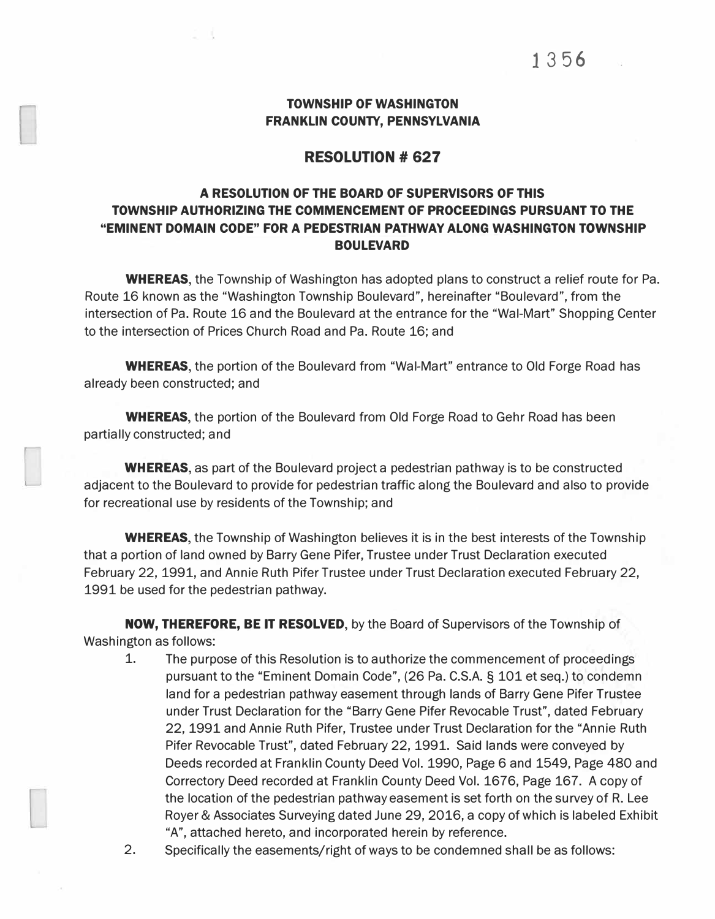# TOWNSHIP OF WASHINGTON
# FRANKLIN COUNTY, PENNSYLVANIA

## RESOLUTION # 627

### A RESOLUTION OF THE BOARD OF SUPERVISORS OF THIS TOWNSHIP AUTHORIZING THE COMMENCEMENT OF PROCEEDINGS PURSUANT TO THE "EMINENT DOMAIN CODE" FOR A PEDESTRIAN PATHWAY ALONG WASHINGTON TOWNSHIP BOULEVARD

**WHEREAS**, the Township of Washington has adopted plans to construct a relief route for Pa. Route 16 known as the "Washington Township Boulevard", hereinafter "Boulevard", from the intersection of Pa. Route 16 and the Boulevard at the entrance for the "Wal-Mart" Shopping Center to the intersection of Prices Church Road and Pa. Route 16; and

**WHEREAS**, the portion of the Boulevard from "Wal-Mart" entrance to Old Forge Road has already been constructed; and

**WHEREAS**, the portion of the Boulevard from Old Forge Road to Gehr Road has been partially constructed; and

**WHEREAS**, as part of the Boulevard project a pedestrian pathway is to be constructed adjacent to the Boulevard to provide for pedestrian traffic along the Boulevard and also to provide for recreational use by residents of the Township; and

**WHEREAS**, the Township of Washington believes it is in the best interests of the Township that a portion of land owned by Barry Gene Pifer, Trustee under Trust Declaration executed February 22, 1991, and Annie Ruth Pifer Trustee under Trust Declaration executed February 22, 1991 be used for the pedestrian pathway.

**NOW, THEREFORE, BE IT RESOLVED**, by the Board of Supervisors of the Township of Washington as follows:

1. The purpose of this Resolution is to authorize the commencement of proceedings pursuant to the "Eminent Domain Code", (26 Pa. C.S.A. § 101 et seq.) to condemn land for a pedestrian pathway easement through lands of Barry Gene Pifer Trustee under Trust Declaration for the "Barry Gene Pifer Revocable Trust", dated February 22, 1991 and Annie Ruth Pifer, Trustee under Trust Declaration for the "Annie Ruth Pifer Revocable Trust", dated February 22, 1991. Said lands were conveyed by Deeds recorded at Franklin County Deed Vol. 1990, Page 6 and 1549, Page 480 and Correctory Deed recorded at Franklin County Deed Vol. 1676, Page 167. A copy of the location of the pedestrian pathway easement is set forth on the survey of R. Lee Royer & Associates Surveying dated June 29, 2016, a copy of which is labeled Exhibit "A", attached hereto, and incorporated herein by reference.
2. Specifically the easements/right of ways to be condemned shall be as follows: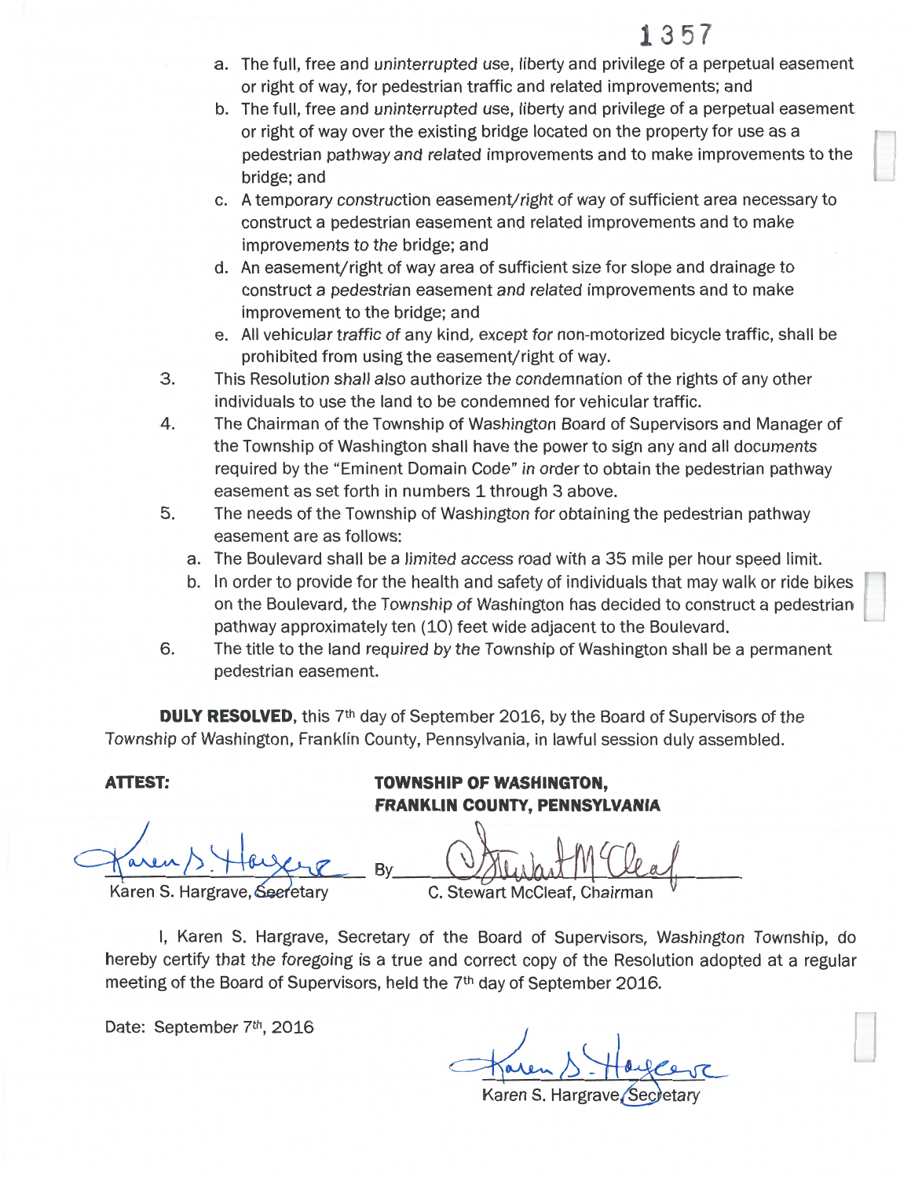a. The full, free and uninterrupted use, liberty and privilege of a perpetual easement or right of way, for pedestrian traffic and related improvements; and
b. The full, free and uninterrupted use, liberty and privilege of a perpetual easement or right of way over the existing bridge located on the property for use as a pedestrian pathway and related improvements and to make improvements to the bridge; and
c. A temporary construction easement/right of way of sufficient area necessary to construct a pedestrian easement and related improvements and to make improvements to the bridge; and
d. An easement/right of way area of sufficient size for slope and drainage to construct a pedestrian easement and related improvements and to make improvement to the bridge; and
e. All vehicular traffic of any kind, except for non-motorized bicycle traffic, shall be prohibited from using the easement/right of way.

3. This Resolution shall also authorize the condemnation of the rights of any other individuals to use the land to be condemned for vehicular traffic.
4. The Chairman of the Township of Washington Board of Supervisors and Manager of the Township of Washington shall have the power to sign any and all documents required by the "Eminent Domain Code" in order to obtain the pedestrian pathway easement as set forth in numbers 1 through 3 above.
5. The needs of the Township of Washington for obtaining the pedestrian pathway easement are as follows:
   a. The Boulevard shall be a limited access road with a 35 mile per hour speed limit.
   b. In order to provide for the health and safety of individuals that may walk or ride bikes on the Boulevard, the Township of Washington has decided to construct a pedestrian pathway approximately ten (10) feet wide adjacent to the Boulevard.
6. The title to the land required by the Township of Washington shall be a permanent pedestrian easement.

**DULY RESOLVED**, this 7th day of September 2016, by the Board of Supervisors of the Township of Washington, Franklin County, Pennsylvania, in lawful session duly assembled.

**ATTEST:**

**TOWNSHIP OF WASHINGTON, FRANKLIN COUNTY, PENNSYLVANIA**

Karen S. Hargrave, Secretary

By C. Stewart McCleaf, Chairman

I, Karen S. Hargrave, Secretary of the Board of Supervisors, Washington Township, do hereby certify that the foregoing is a true and correct copy of the Resolution adopted at a regular meeting of the Board of Supervisors, held the 7th day of September 2016.

Date: September 7th, 2016

Karen S. Hargrave, Secretary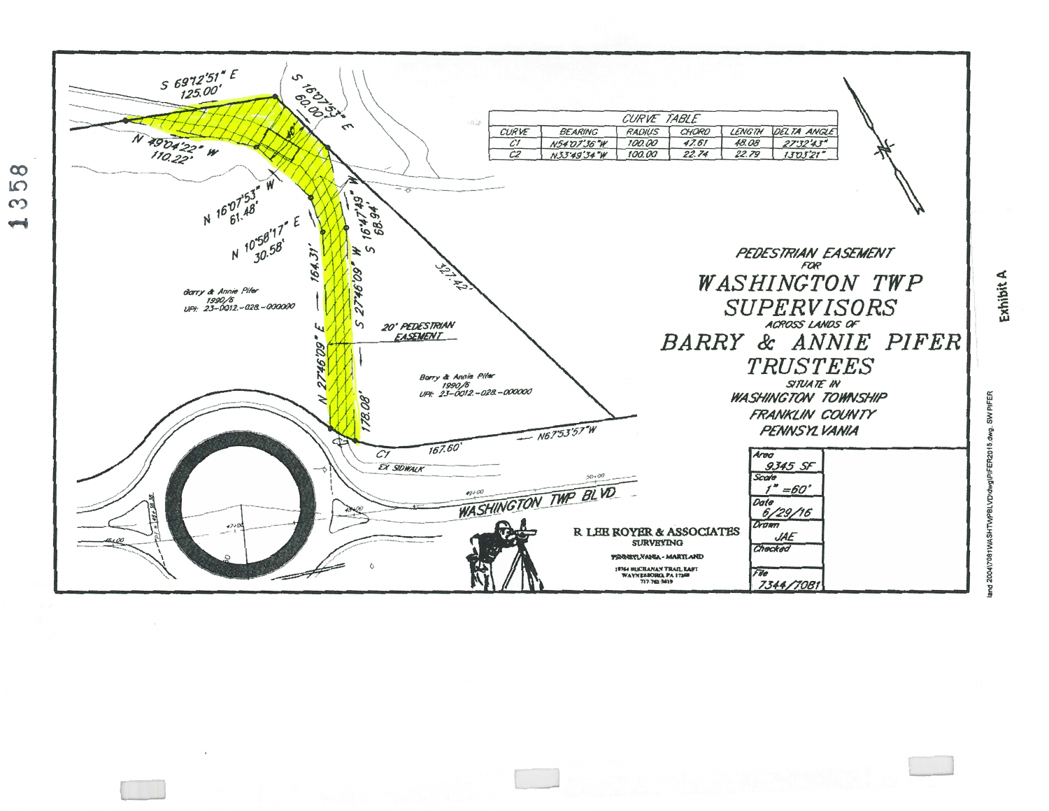# PEDESTRIAN EASEMENT FOR WASHINGTON TWP SUPERVISORS

ACROSS LANDS OF

# BARRY & ANNIE PIFER TRUSTEES

SITUATE IN

WASHINGTON TOWNSHIP
FRANKLIN COUNTY
PENNSYLVANIA

| CURVE TABLE | | | | | |
|---|---|---|---|---|---|
| CURVE | BEARING | RADIUS | CHORD | LENGTH | DELTA ANGLE |
| C1 | N54°07'36"W | 100.00 | 47.61 | 48.08 | 27°32'43" |
| C2 | N33°49'34"W | 100.00 | 22.74 | 22.79 | 13°03'21" |

S 69°12'51" E
125.00'

S 16°07'53" E
60.00'

N 49°04'22" W
110.22'

N 16°07'53" W
61.48'

N 10°58'17" E
30.58'

S 16°47'49" W
68.94'

327.42'

164.31'

N 27°46'09" E

S 27°46'09" W

178.08'

20' PEDESTRIAN EASEMENT

Barry & Annie Pifer
1990/6
UPI: 23-0012.-028.-000000

Barry & Annie Pifer
1990/6
UPI: 23-0012.-028.-000000

C1 167.60' N67°53'57"W

EX SIDEWALK

WASHINGTON TWP BLVD

R LEE ROYER & ASSOCIATES
SURVEYING
PENNSYLVANIA - MARYLAND
18764 BUCHANAN TRAIL EAST
WAYNESBORO, PA 17268
717-762-3619

| | |
|---|---|
| Area | 9345 SF |
| Scale | 1" =60' |
| Date | 6/29/16 |
| Drawn | JAE |
| Checked | |
| File | 7344/7081 |

Exhibit A

land 2004\7081WASHTWPBLVD\dwg\PIFER2016.dwg, SW PIFER